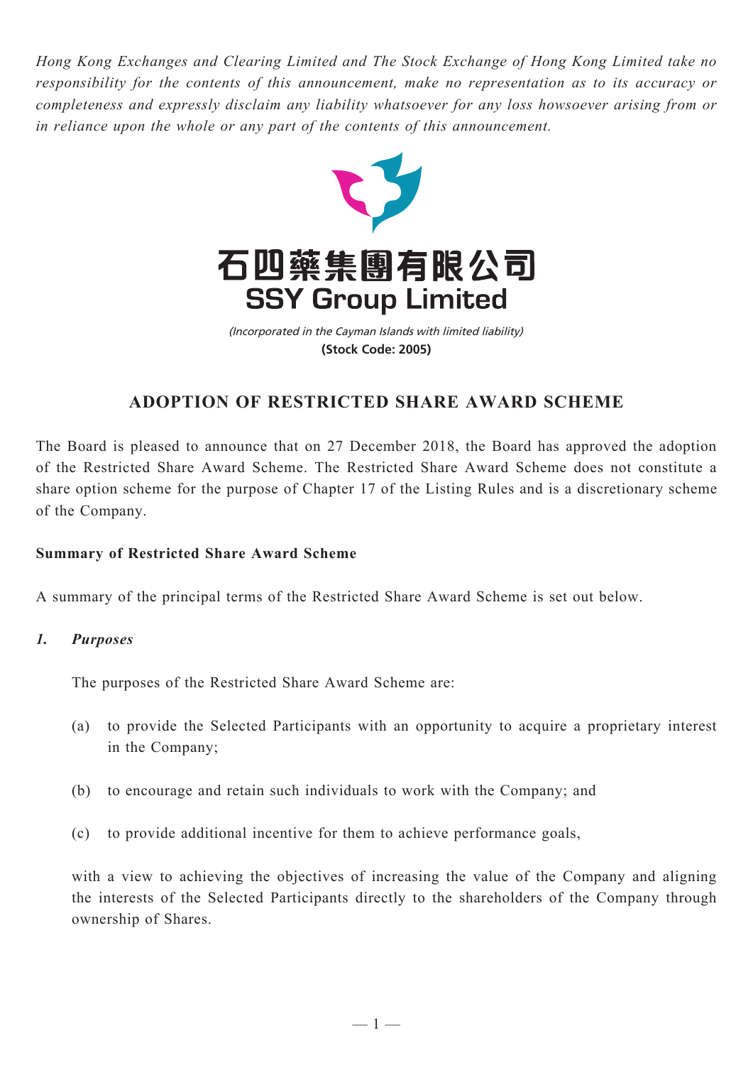*Hong Kong Exchanges and Clearing Limited and The Stock Exchange of Hong Kong Limited take no responsibility for the contents of this announcement, make no representation as to its accuracy or completeness and expressly disclaim any liability whatsoever for any loss howsoever arising from or in reliance upon the whole or any part of the contents of this announcement.*

# 石四藥集團有限公司
# SSY Group Limited

*(Incorporated in the Cayman Islands with limited liability)*
**(Stock Code: 2005)**

## ADOPTION OF RESTRICTED SHARE AWARD SCHEME

The Board is pleased to announce that on 27 December 2018, the Board has approved the adoption of the Restricted Share Award Scheme. The Restricted Share Award Scheme does not constitute a share option scheme for the purpose of Chapter 17 of the Listing Rules and is a discretionary scheme of the Company.

**Summary of Restricted Share Award Scheme**

A summary of the principal terms of the Restricted Share Award Scheme is set out below.

***1. Purposes***

The purposes of the Restricted Share Award Scheme are:

(a) to provide the Selected Participants with an opportunity to acquire a proprietary interest in the Company;

(b) to encourage and retain such individuals to work with the Company; and

(c) to provide additional incentive for them to achieve performance goals,

with a view to achieving the objectives of increasing the value of the Company and aligning the interests of the Selected Participants directly to the shareholders of the Company through ownership of Shares.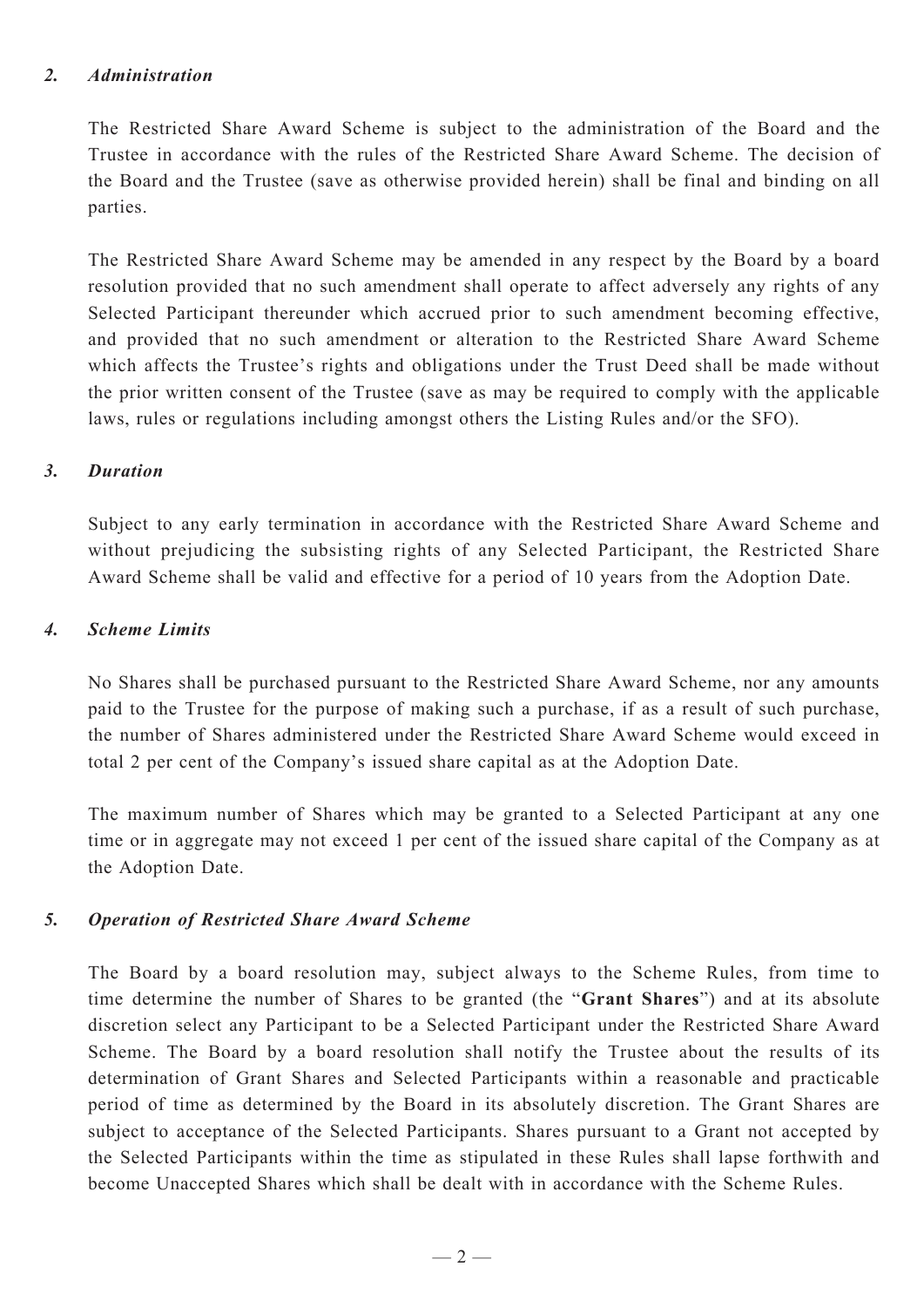### *2. Administration*

The Restricted Share Award Scheme is subject to the administration of the Board and the Trustee in accordance with the rules of the Restricted Share Award Scheme. The decision of the Board and the Trustee (save as otherwise provided herein) shall be final and binding on all parties.

The Restricted Share Award Scheme may be amended in any respect by the Board by a board resolution provided that no such amendment shall operate to affect adversely any rights of any Selected Participant thereunder which accrued prior to such amendment becoming effective, and provided that no such amendment or alteration to the Restricted Share Award Scheme which affects the Trustee's rights and obligations under the Trust Deed shall be made without the prior written consent of the Trustee (save as may be required to comply with the applicable laws, rules or regulations including amongst others the Listing Rules and/or the SFO).

### *3. Duration*

Subject to any early termination in accordance with the Restricted Share Award Scheme and without prejudicing the subsisting rights of any Selected Participant, the Restricted Share Award Scheme shall be valid and effective for a period of 10 years from the Adoption Date.

### *4. Scheme Limits*

No Shares shall be purchased pursuant to the Restricted Share Award Scheme, nor any amounts paid to the Trustee for the purpose of making such a purchase, if as a result of such purchase, the number of Shares administered under the Restricted Share Award Scheme would exceed in total 2 per cent of the Company's issued share capital as at the Adoption Date.

The maximum number of Shares which may be granted to a Selected Participant at any one time or in aggregate may not exceed 1 per cent of the issued share capital of the Company as at the Adoption Date.

### *5. Operation of Restricted Share Award Scheme*

The Board by a board resolution may, subject always to the Scheme Rules, from time to time determine the number of Shares to be granted (the "**Grant Shares**") and at its absolute discretion select any Participant to be a Selected Participant under the Restricted Share Award Scheme. The Board by a board resolution shall notify the Trustee about the results of its determination of Grant Shares and Selected Participants within a reasonable and practicable period of time as determined by the Board in its absolutely discretion. The Grant Shares are subject to acceptance of the Selected Participants. Shares pursuant to a Grant not accepted by the Selected Participants within the time as stipulated in these Rules shall lapse forthwith and become Unaccepted Shares which shall be dealt with in accordance with the Scheme Rules.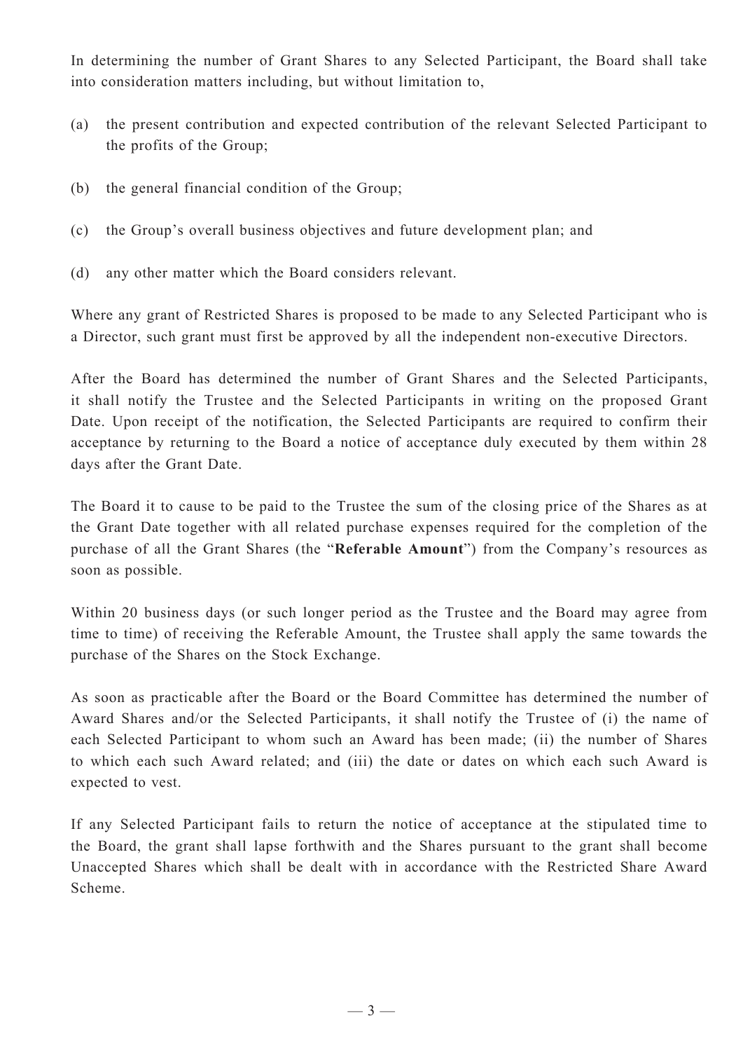In determining the number of Grant Shares to any Selected Participant, the Board shall take into consideration matters including, but without limitation to,

(a) the present contribution and expected contribution of the relevant Selected Participant to the profits of the Group;

(b) the general financial condition of the Group;

(c) the Group's overall business objectives and future development plan; and

(d) any other matter which the Board considers relevant.

Where any grant of Restricted Shares is proposed to be made to any Selected Participant who is a Director, such grant must first be approved by all the independent non-executive Directors.

After the Board has determined the number of Grant Shares and the Selected Participants, it shall notify the Trustee and the Selected Participants in writing on the proposed Grant Date. Upon receipt of the notification, the Selected Participants are required to confirm their acceptance by returning to the Board a notice of acceptance duly executed by them within 28 days after the Grant Date.

The Board it to cause to be paid to the Trustee the sum of the closing price of the Shares as at the Grant Date together with all related purchase expenses required for the completion of the purchase of all the Grant Shares (the "**Referable Amount**") from the Company's resources as soon as possible.

Within 20 business days (or such longer period as the Trustee and the Board may agree from time to time) of receiving the Referable Amount, the Trustee shall apply the same towards the purchase of the Shares on the Stock Exchange.

As soon as practicable after the Board or the Board Committee has determined the number of Award Shares and/or the Selected Participants, it shall notify the Trustee of (i) the name of each Selected Participant to whom such an Award has been made; (ii) the number of Shares to which each such Award related; and (iii) the date or dates on which each such Award is expected to vest.

If any Selected Participant fails to return the notice of acceptance at the stipulated time to the Board, the grant shall lapse forthwith and the Shares pursuant to the grant shall become Unaccepted Shares which shall be dealt with in accordance with the Restricted Share Award Scheme.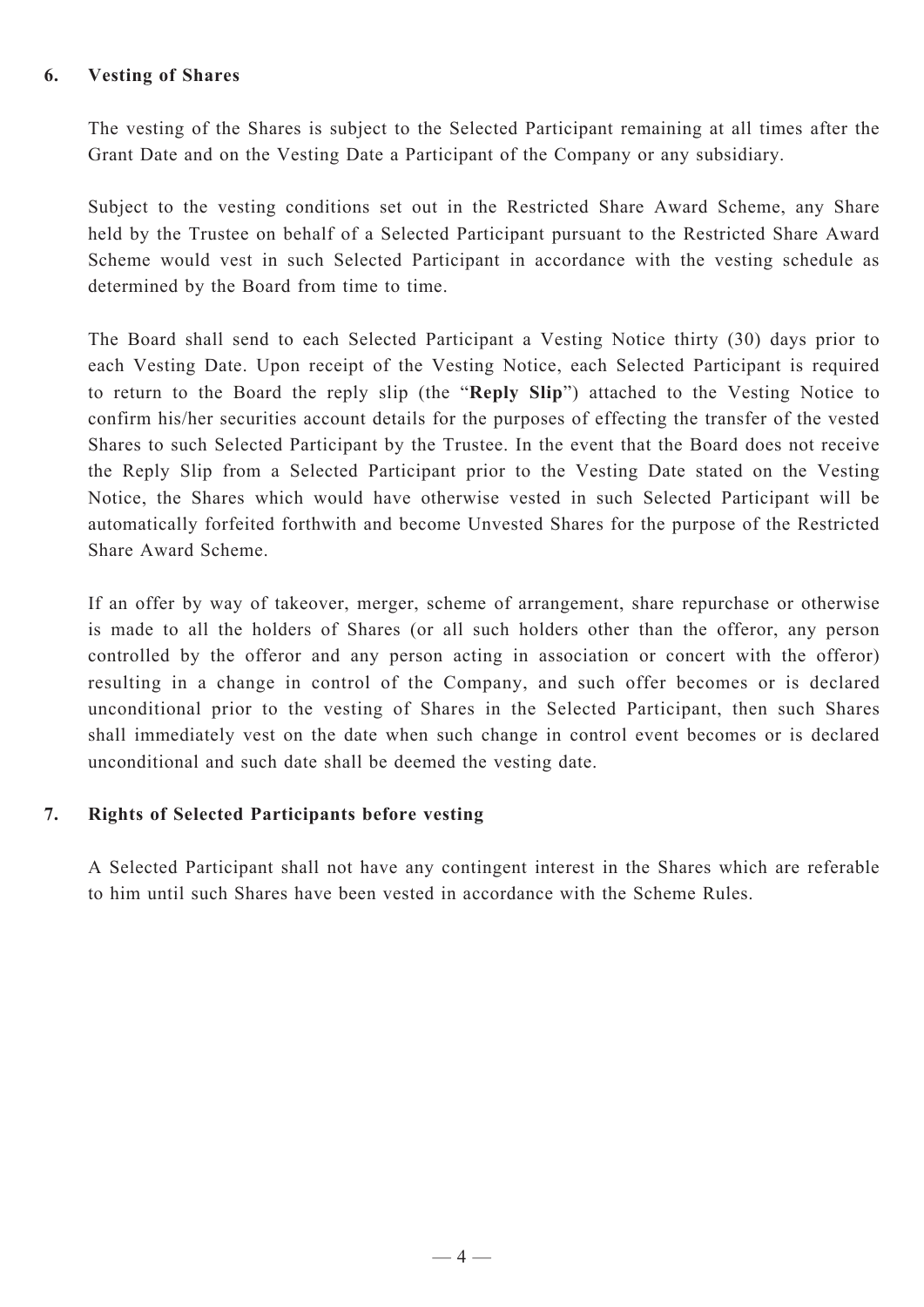## 6. Vesting of Shares

The vesting of the Shares is subject to the Selected Participant remaining at all times after the Grant Date and on the Vesting Date a Participant of the Company or any subsidiary.

Subject to the vesting conditions set out in the Restricted Share Award Scheme, any Share held by the Trustee on behalf of a Selected Participant pursuant to the Restricted Share Award Scheme would vest in such Selected Participant in accordance with the vesting schedule as determined by the Board from time to time.

The Board shall send to each Selected Participant a Vesting Notice thirty (30) days prior to each Vesting Date. Upon receipt of the Vesting Notice, each Selected Participant is required to return to the Board the reply slip (the "**Reply Slip**") attached to the Vesting Notice to confirm his/her securities account details for the purposes of effecting the transfer of the vested Shares to such Selected Participant by the Trustee. In the event that the Board does not receive the Reply Slip from a Selected Participant prior to the Vesting Date stated on the Vesting Notice, the Shares which would have otherwise vested in such Selected Participant will be automatically forfeited forthwith and become Unvested Shares for the purpose of the Restricted Share Award Scheme.

If an offer by way of takeover, merger, scheme of arrangement, share repurchase or otherwise is made to all the holders of Shares (or all such holders other than the offeror, any person controlled by the offeror and any person acting in association or concert with the offeror) resulting in a change in control of the Company, and such offer becomes or is declared unconditional prior to the vesting of Shares in the Selected Participant, then such Shares shall immediately vest on the date when such change in control event becomes or is declared unconditional and such date shall be deemed the vesting date.

## 7. Rights of Selected Participants before vesting

A Selected Participant shall not have any contingent interest in the Shares which are referable to him until such Shares have been vested in accordance with the Scheme Rules.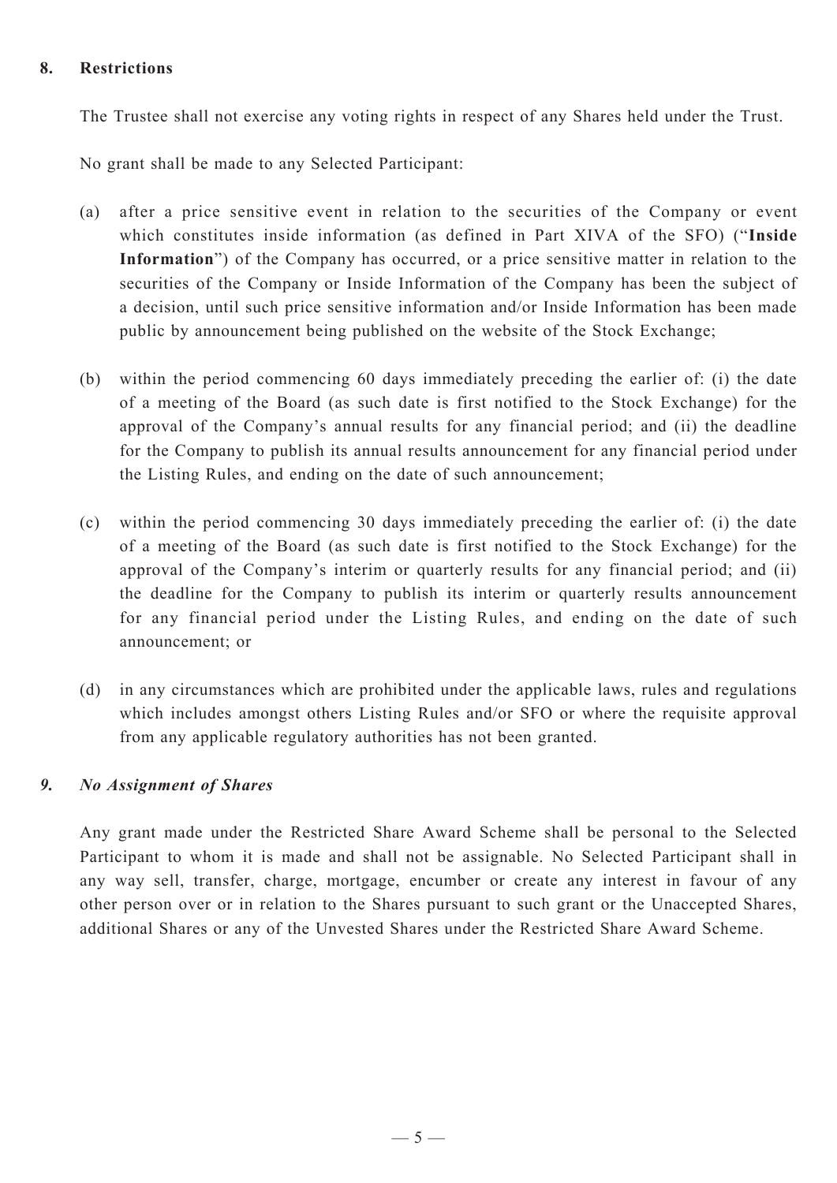## 8. Restrictions

The Trustee shall not exercise any voting rights in respect of any Shares held under the Trust.

No grant shall be made to any Selected Participant:

(a) after a price sensitive event in relation to the securities of the Company or event which constitutes inside information (as defined in Part XIVA of the SFO) ("**Inside Information**") of the Company has occurred, or a price sensitive matter in relation to the securities of the Company or Inside Information of the Company has been the subject of a decision, until such price sensitive information and/or Inside Information has been made public by announcement being published on the website of the Stock Exchange;

(b) within the period commencing 60 days immediately preceding the earlier of: (i) the date of a meeting of the Board (as such date is first notified to the Stock Exchange) for the approval of the Company's annual results for any financial period; and (ii) the deadline for the Company to publish its annual results announcement for any financial period under the Listing Rules, and ending on the date of such announcement;

(c) within the period commencing 30 days immediately preceding the earlier of: (i) the date of a meeting of the Board (as such date is first notified to the Stock Exchange) for the approval of the Company's interim or quarterly results for any financial period; and (ii) the deadline for the Company to publish its interim or quarterly results announcement for any financial period under the Listing Rules, and ending on the date of such announcement; or

(d) in any circumstances which are prohibited under the applicable laws, rules and regulations which includes amongst others Listing Rules and/or SFO or where the requisite approval from any applicable regulatory authorities has not been granted.

## *9. No Assignment of Shares*

Any grant made under the Restricted Share Award Scheme shall be personal to the Selected Participant to whom it is made and shall not be assignable. No Selected Participant shall in any way sell, transfer, charge, mortgage, encumber or create any interest in favour of any other person over or in relation to the Shares pursuant to such grant or the Unaccepted Shares, additional Shares or any of the Unvested Shares under the Restricted Share Award Scheme.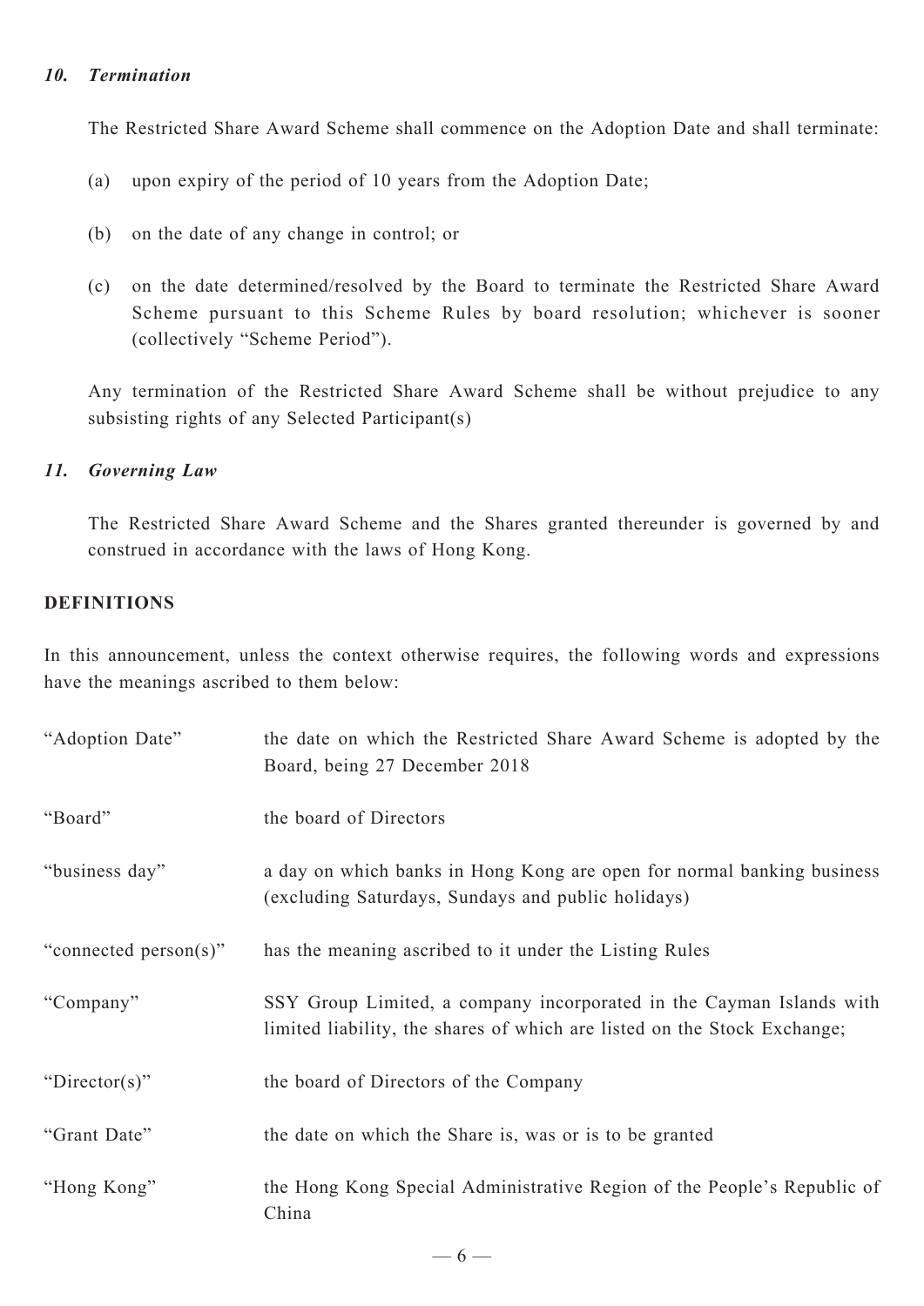### *10. Termination*

The Restricted Share Award Scheme shall commence on the Adoption Date and shall terminate:

(a) upon expiry of the period of 10 years from the Adoption Date;

(b) on the date of any change in control; or

(c) on the date determined/resolved by the Board to terminate the Restricted Share Award Scheme pursuant to this Scheme Rules by board resolution; whichever is sooner (collectively "Scheme Period").

Any termination of the Restricted Share Award Scheme shall be without prejudice to any subsisting rights of any Selected Participant(s)

### *11. Governing Law*

The Restricted Share Award Scheme and the Shares granted thereunder is governed by and construed in accordance with the laws of Hong Kong.

## DEFINITIONS

In this announcement, unless the context otherwise requires, the following words and expressions have the meanings ascribed to them below:

| | |
|---|---|
| "Adoption Date" | the date on which the Restricted Share Award Scheme is adopted by the Board, being 27 December 2018 |
| "Board" | the board of Directors |
| "business day" | a day on which banks in Hong Kong are open for normal banking business (excluding Saturdays, Sundays and public holidays) |
| "connected person(s)" | has the meaning ascribed to it under the Listing Rules |
| "Company" | SSY Group Limited, a company incorporated in the Cayman Islands with limited liability, the shares of which are listed on the Stock Exchange; |
| "Director(s)" | the board of Directors of the Company |
| "Grant Date" | the date on which the Share is, was or is to be granted |
| "Hong Kong" | the Hong Kong Special Administrative Region of the People's Republic of China |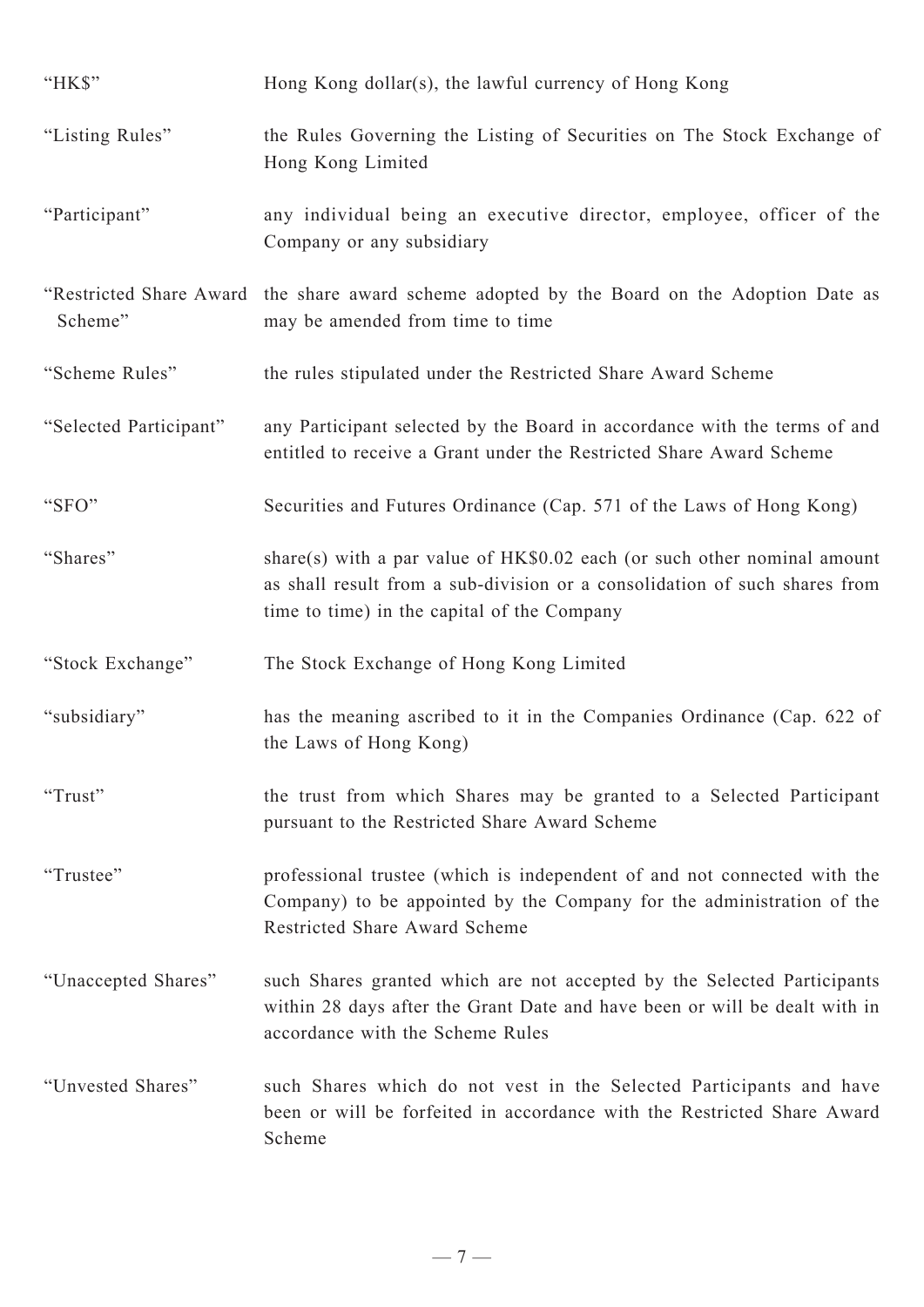| | |
|---|---|
| "HK$" | Hong Kong dollar(s), the lawful currency of Hong Kong |
| "Listing Rules" | the Rules Governing the Listing of Securities on The Stock Exchange of Hong Kong Limited |
| "Participant" | any individual being an executive director, employee, officer of the Company or any subsidiary |
| "Restricted Share Award Scheme" | the share award scheme adopted by the Board on the Adoption Date as may be amended from time to time |
| "Scheme Rules" | the rules stipulated under the Restricted Share Award Scheme |
| "Selected Participant" | any Participant selected by the Board in accordance with the terms of and entitled to receive a Grant under the Restricted Share Award Scheme |
| "SFO" | Securities and Futures Ordinance (Cap. 571 of the Laws of Hong Kong) |
| "Shares" | share(s) with a par value of HK$0.02 each (or such other nominal amount as shall result from a sub-division or a consolidation of such shares from time to time) in the capital of the Company |
| "Stock Exchange" | The Stock Exchange of Hong Kong Limited |
| "subsidiary" | has the meaning ascribed to it in the Companies Ordinance (Cap. 622 of the Laws of Hong Kong) |
| "Trust" | the trust from which Shares may be granted to a Selected Participant pursuant to the Restricted Share Award Scheme |
| "Trustee" | professional trustee (which is independent of and not connected with the Company) to be appointed by the Company for the administration of the Restricted Share Award Scheme |
| "Unaccepted Shares" | such Shares granted which are not accepted by the Selected Participants within 28 days after the Grant Date and have been or will be dealt with in accordance with the Scheme Rules |
| "Unvested Shares" | such Shares which do not vest in the Selected Participants and have been or will be forfeited in accordance with the Restricted Share Award Scheme |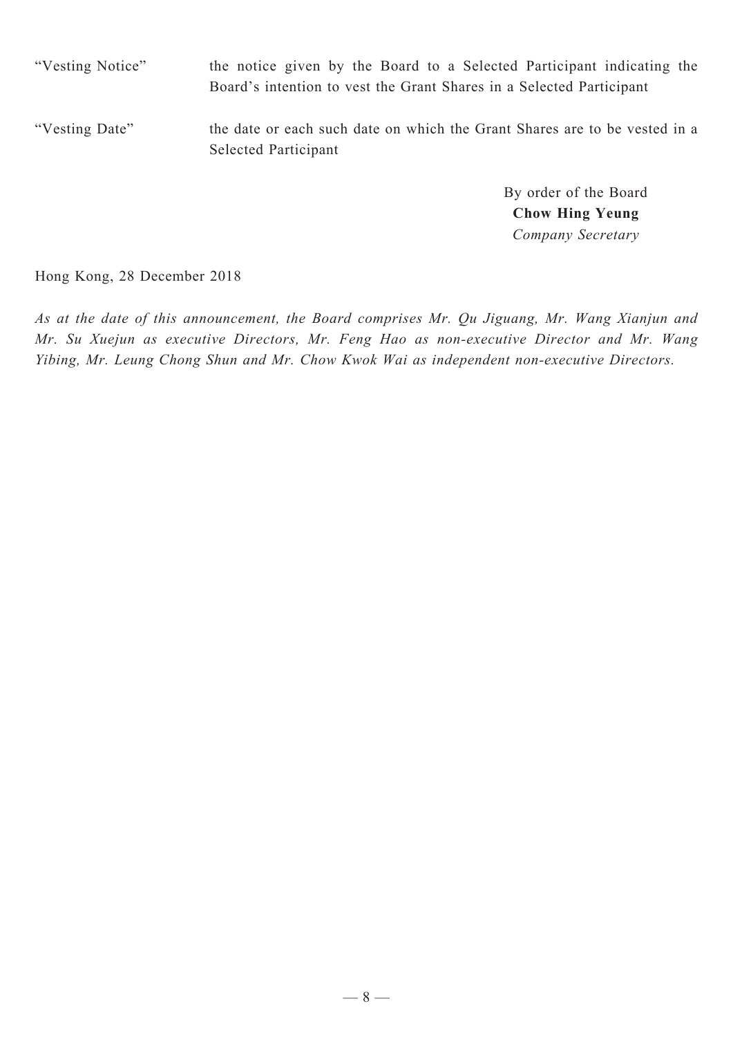| | |
|---|---|
| "Vesting Notice" | the notice given by the Board to a Selected Participant indicating the Board's intention to vest the Grant Shares in a Selected Participant |
| "Vesting Date" | the date or each such date on which the Grant Shares are to be vested in a Selected Participant |

By order of the Board
**Chow Hing Yeung**
*Company Secretary*

Hong Kong, 28 December 2018

*As at the date of this announcement, the Board comprises Mr. Qu Jiguang, Mr. Wang Xianjun and Mr. Su Xuejun as executive Directors, Mr. Feng Hao as non-executive Director and Mr. Wang Yibing, Mr. Leung Chong Shun and Mr. Chow Kwok Wai as independent non-executive Directors.*